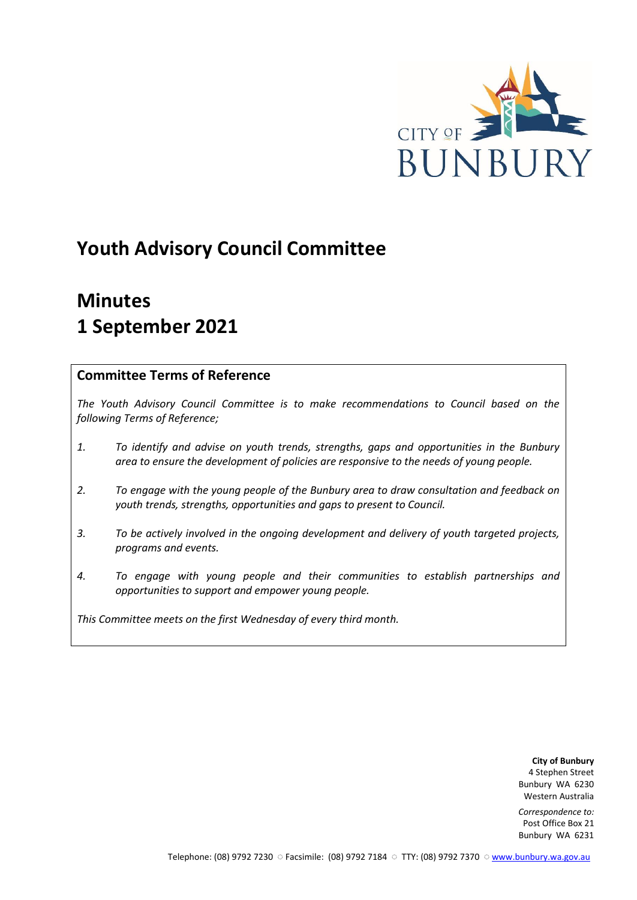CITY OF BUNBURY

# Youth Advisory Council Committee

# Minutes
# 1 September 2021

## Committee Terms of Reference

*The Youth Advisory Council Committee is to make recommendations to Council based on the following Terms of Reference;*

1. *To identify and advise on youth trends, strengths, gaps and opportunities in the Bunbury area to ensure the development of policies are responsive to the needs of young people.*
2. *To engage with the young people of the Bunbury area to draw consultation and feedback on youth trends, strengths, opportunities and gaps to present to Council.*
3. *To be actively involved in the ongoing development and delivery of youth targeted projects, programs and events.*
4. *To engage with young people and their communities to establish partnerships and opportunities to support and empower young people.*

*This Committee meets on the first Wednesday of every third month.*

**City of Bunbury**
4 Stephen Street
Bunbury WA 6230
Western Australia

*Correspondence to:*
Post Office Box 21
Bunbury WA 6231

Telephone: (08) 9792 7230 ○ Facsimile: (08) 9792 7184 ○ TTY: (08) 9792 7370 ○ www.bunbury.wa.gov.au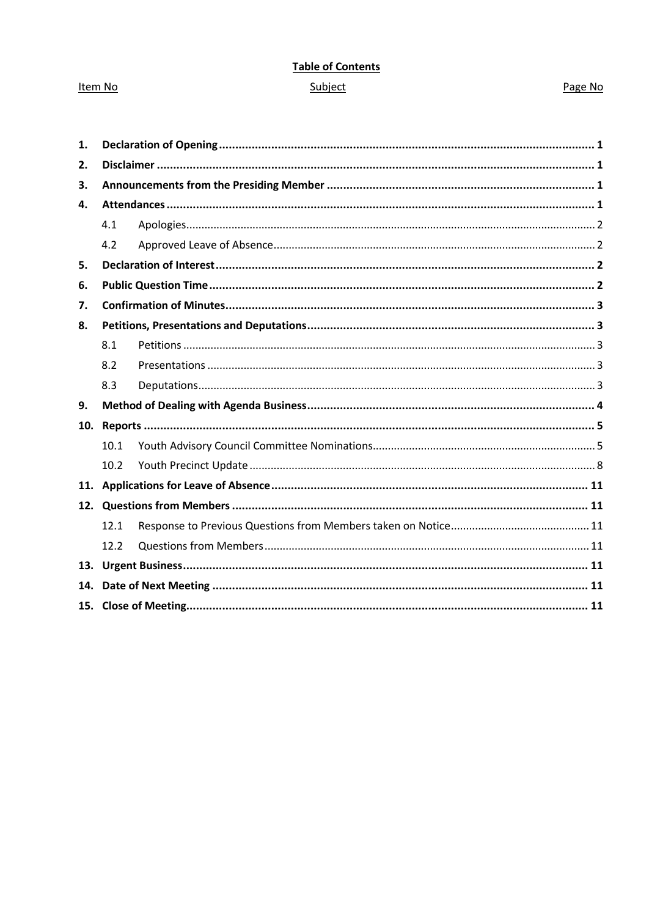**Table of Contents**

| Item No | Subject | Page No |
| --- | --- | --- |
| **1.** | **Declaration of Opening** | **1** |
| **2.** | **Disclaimer** | **1** |
| **3.** | **Announcements from the Presiding Member** | **1** |
| **4.** | **Attendances** | **1** |
| 4.1 | Apologies | 2 |
| 4.2 | Approved Leave of Absence | 2 |
| **5.** | **Declaration of Interest** | **2** |
| **6.** | **Public Question Time** | **2** |
| **7.** | **Confirmation of Minutes** | **3** |
| **8.** | **Petitions, Presentations and Deputations** | **3** |
| 8.1 | Petitions | 3 |
| 8.2 | Presentations | 3 |
| 8.3 | Deputations | 3 |
| **9.** | **Method of Dealing with Agenda Business** | **4** |
| **10.** | **Reports** | **5** |
| 10.1 | Youth Advisory Council Committee Nominations | 5 |
| 10.2 | Youth Precinct Update | 8 |
| **11.** | **Applications for Leave of Absence** | **11** |
| **12.** | **Questions from Members** | **11** |
| 12.1 | Response to Previous Questions from Members taken on Notice | 11 |
| 12.2 | Questions from Members | 11 |
| **13.** | **Urgent Business** | **11** |
| **14.** | **Date of Next Meeting** | **11** |
| **15.** | **Close of Meeting** | **11** |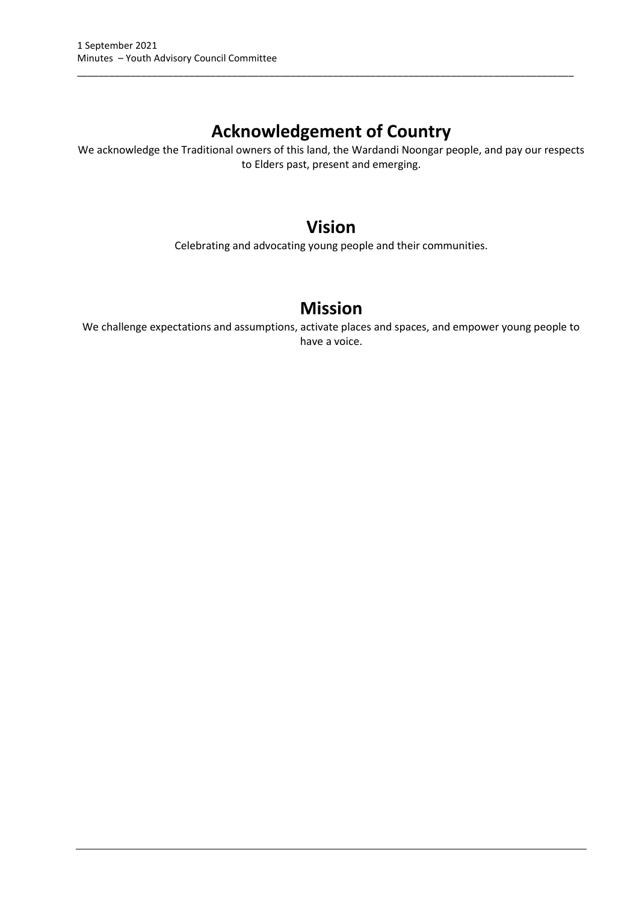# Acknowledgement of Country

We acknowledge the Traditional owners of this land, the Wardandi Noongar people, and pay our respects to Elders past, present and emerging.

# Vision

Celebrating and advocating young people and their communities.

# Mission

We challenge expectations and assumptions, activate places and spaces, and empower young people to have a voice.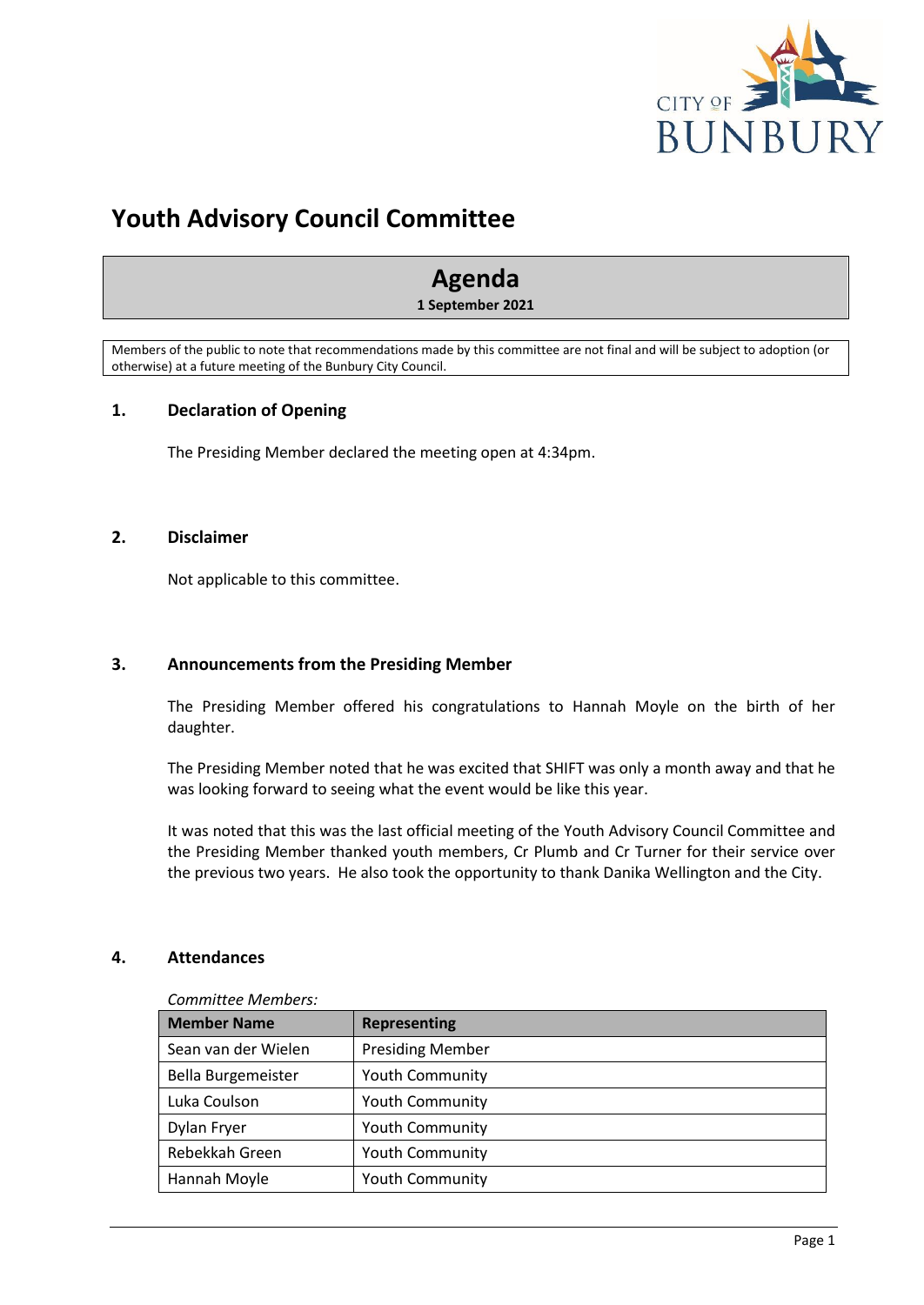# Youth Advisory Council Committee

## Agenda

**1 September 2021**

Members of the public to note that recommendations made by this committee are not final and will be subject to adoption (or otherwise) at a future meeting of the Bunbury City Council.

### 1. Declaration of Opening

The Presiding Member declared the meeting open at 4:34pm.

### 2. Disclaimer

Not applicable to this committee.

### 3. Announcements from the Presiding Member

The Presiding Member offered his congratulations to Hannah Moyle on the birth of her daughter.

The Presiding Member noted that he was excited that SHIFT was only a month away and that he was looking forward to seeing what the event would be like this year.

It was noted that this was the last official meeting of the Youth Advisory Council Committee and the Presiding Member thanked youth members, Cr Plumb and Cr Turner for their service over the previous two years. He also took the opportunity to thank Danika Wellington and the City.

### 4. Attendances

*Committee Members:*

| Member Name | Representing |
|---|---|
| Sean van der Wielen | Presiding Member |
| Bella Burgemeister | Youth Community |
| Luka Coulson | Youth Community |
| Dylan Fryer | Youth Community |
| Rebekkah Green | Youth Community |
| Hannah Moyle | Youth Community |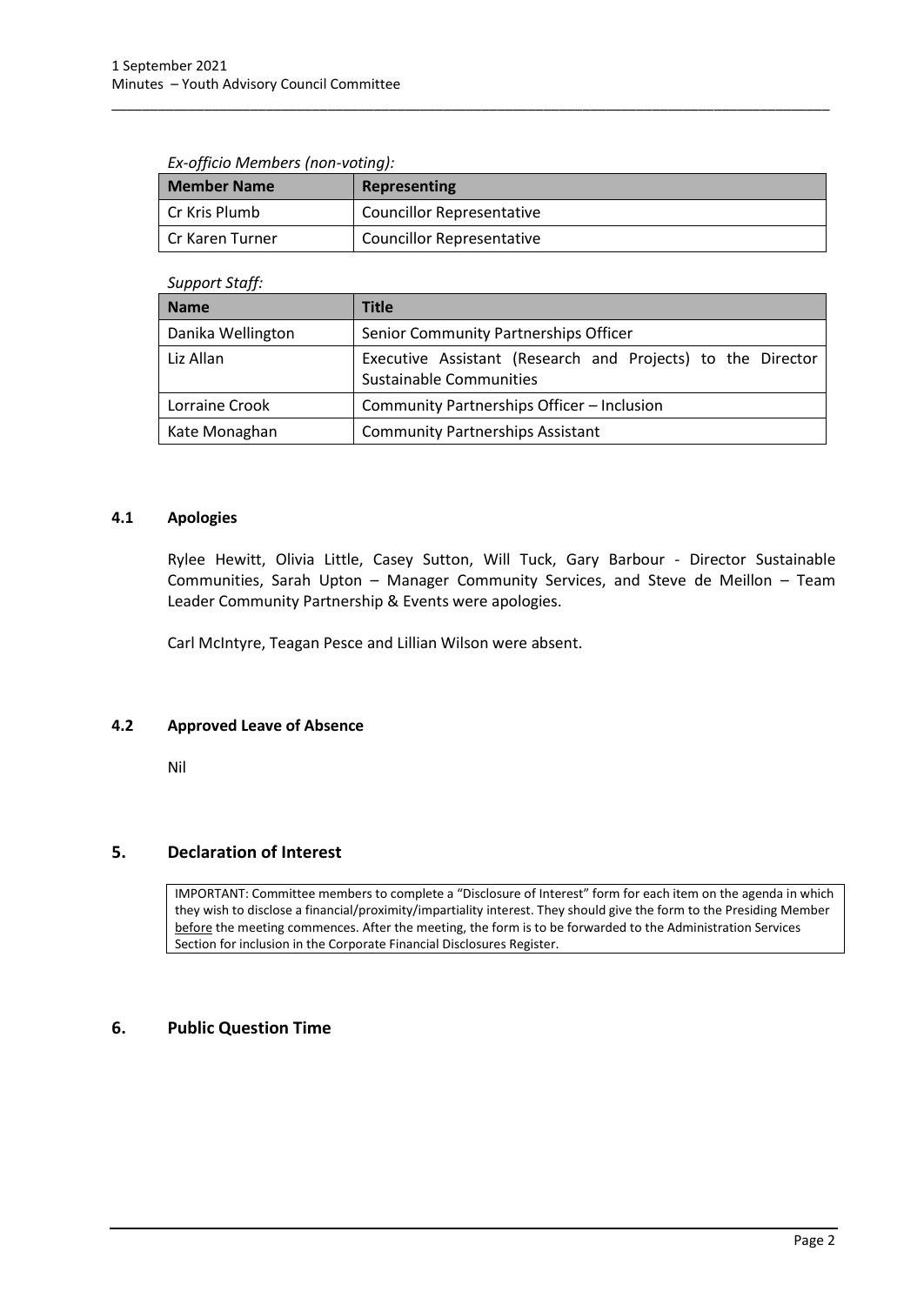*Ex-officio Members (non-voting):*

| Member Name | Representing |
|---|---|
| Cr Kris Plumb | Councillor Representative |
| Cr Karen Turner | Councillor Representative |

*Support Staff:*

| Name | Title |
|---|---|
| Danika Wellington | Senior Community Partnerships Officer |
| Liz Allan | Executive Assistant (Research and Projects) to the Director Sustainable Communities |
| Lorraine Crook | Community Partnerships Officer – Inclusion |
| Kate Monaghan | Community Partnerships Assistant |

### 4.1 Apologies

Rylee Hewitt, Olivia Little, Casey Sutton, Will Tuck, Gary Barbour - Director Sustainable Communities, Sarah Upton – Manager Community Services, and Steve de Meillon – Team Leader Community Partnership & Events were apologies.

Carl McIntyre, Teagan Pesce and Lillian Wilson were absent.

### 4.2 Approved Leave of Absence

Nil

## 5. Declaration of Interest

IMPORTANT: Committee members to complete a "Disclosure of Interest" form for each item on the agenda in which they wish to disclose a financial/proximity/impartiality interest. They should give the form to the Presiding Member before the meeting commences. After the meeting, the form is to be forwarded to the Administration Services Section for inclusion in the Corporate Financial Disclosures Register.

## 6. Public Question Time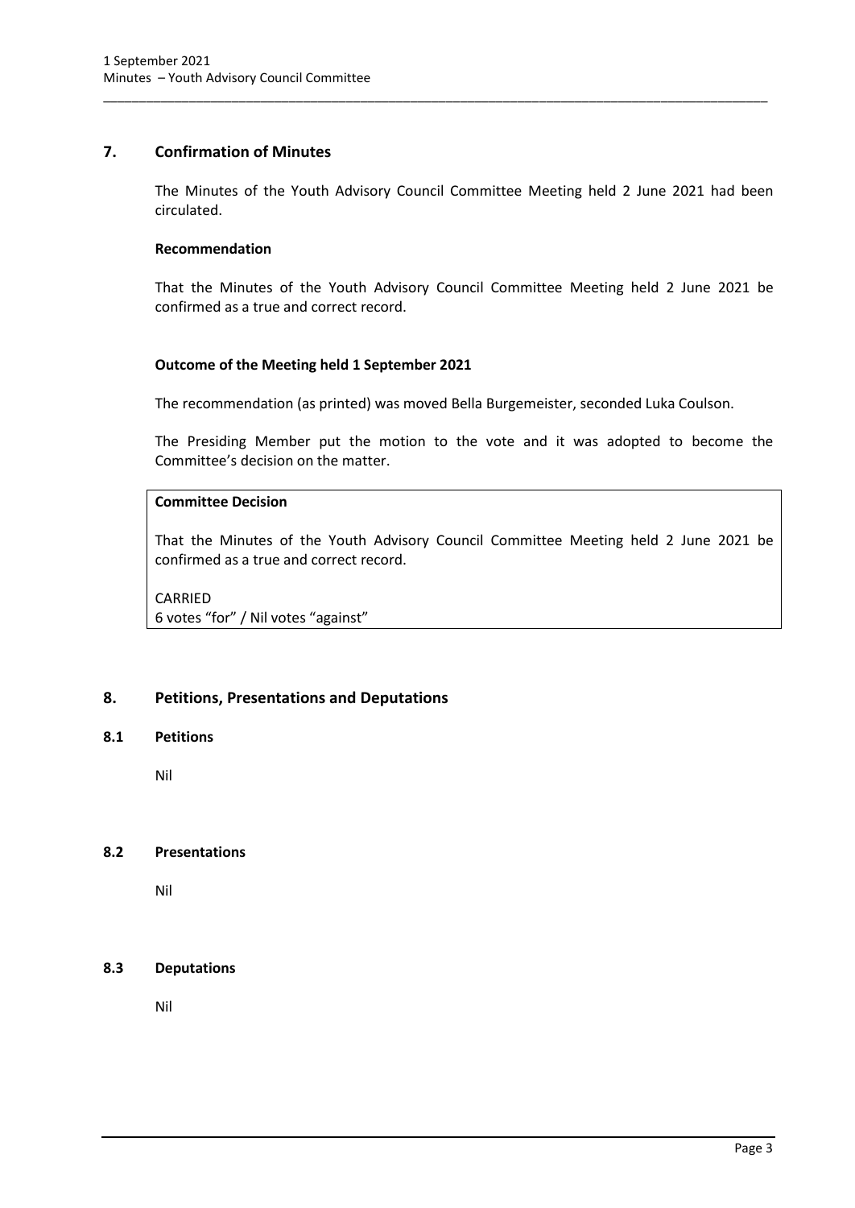## 7. Confirmation of Minutes

The Minutes of the Youth Advisory Council Committee Meeting held 2 June 2021 had been circulated.

**Recommendation**

That the Minutes of the Youth Advisory Council Committee Meeting held 2 June 2021 be confirmed as a true and correct record.

**Outcome of the Meeting held 1 September 2021**

The recommendation (as printed) was moved Bella Burgemeister, seconded Luka Coulson.

The Presiding Member put the motion to the vote and it was adopted to become the Committee's decision on the matter.

**Committee Decision**

That the Minutes of the Youth Advisory Council Committee Meeting held 2 June 2021 be confirmed as a true and correct record.

CARRIED
6 votes "for" / Nil votes "against"

## 8. Petitions, Presentations and Deputations

### 8.1 Petitions

Nil

### 8.2 Presentations

Nil

### 8.3 Deputations

Nil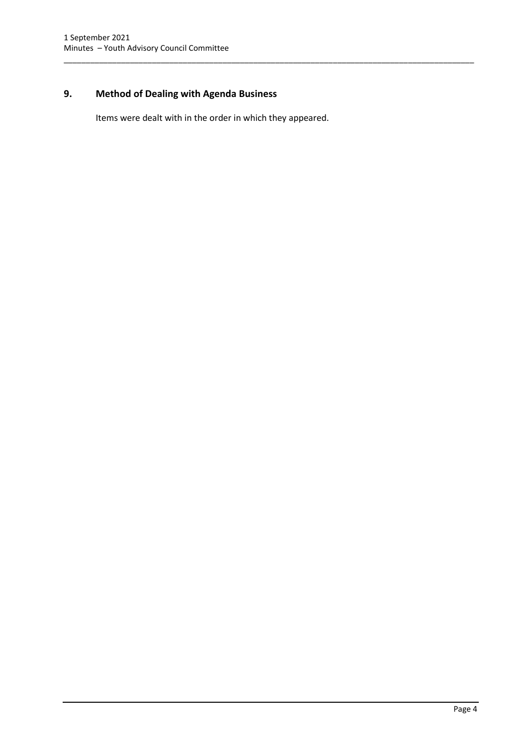## 9. Method of Dealing with Agenda Business

Items were dealt with in the order in which they appeared.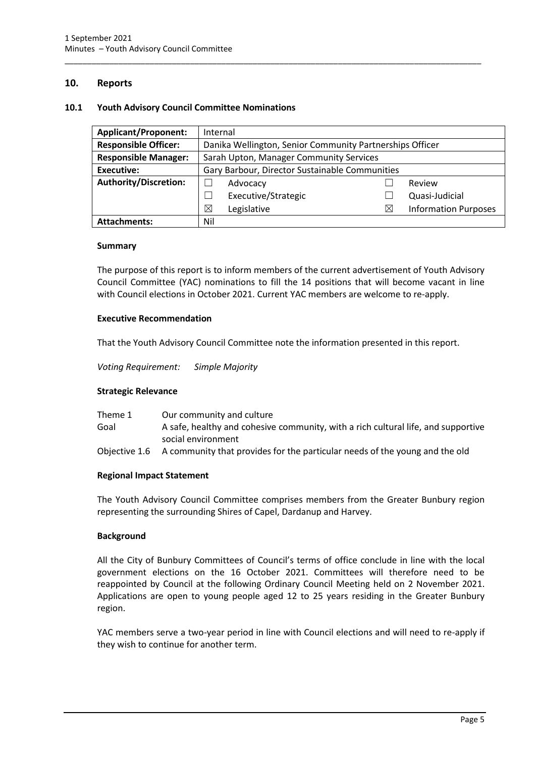## 10. Reports

### 10.1 Youth Advisory Council Committee Nominations

| **Applicant/Proponent:** | Internal | | | |
|---|---|---|---|---|
| **Responsible Officer:** | Danika Wellington, Senior Community Partnerships Officer | | | |
| **Responsible Manager:** | Sarah Upton, Manager Community Services | | | |
| **Executive:** | Gary Barbour, Director Sustainable Communities | | | |
| **Authority/Discretion:** | ☐ | Advocacy | ☐ | Review |
| | ☐ | Executive/Strategic | ☐ | Quasi-Judicial |
| | ☒ | Legislative | ☒ | Information Purposes |
| **Attachments:** | Nil | | | |

**Summary**

The purpose of this report is to inform members of the current advertisement of Youth Advisory Council Committee (YAC) nominations to fill the 14 positions that will become vacant in line with Council elections in October 2021. Current YAC members are welcome to re-apply.

**Executive Recommendation**

That the Youth Advisory Council Committee note the information presented in this report.

*Voting Requirement: Simple Majority*

**Strategic Relevance**

| | |
|---|---|
| Theme 1 | Our community and culture |
| Goal | A safe, healthy and cohesive community, with a rich cultural life, and supportive social environment |
| Objective 1.6 | A community that provides for the particular needs of the young and the old |

**Regional Impact Statement**

The Youth Advisory Council Committee comprises members from the Greater Bunbury region representing the surrounding Shires of Capel, Dardanup and Harvey.

**Background**

All the City of Bunbury Committees of Council's terms of office conclude in line with the local government elections on the 16 October 2021. Committees will therefore need to be reappointed by Council at the following Ordinary Council Meeting held on 2 November 2021. Applications are open to young people aged 12 to 25 years residing in the Greater Bunbury region.

YAC members serve a two-year period in line with Council elections and will need to re-apply if they wish to continue for another term.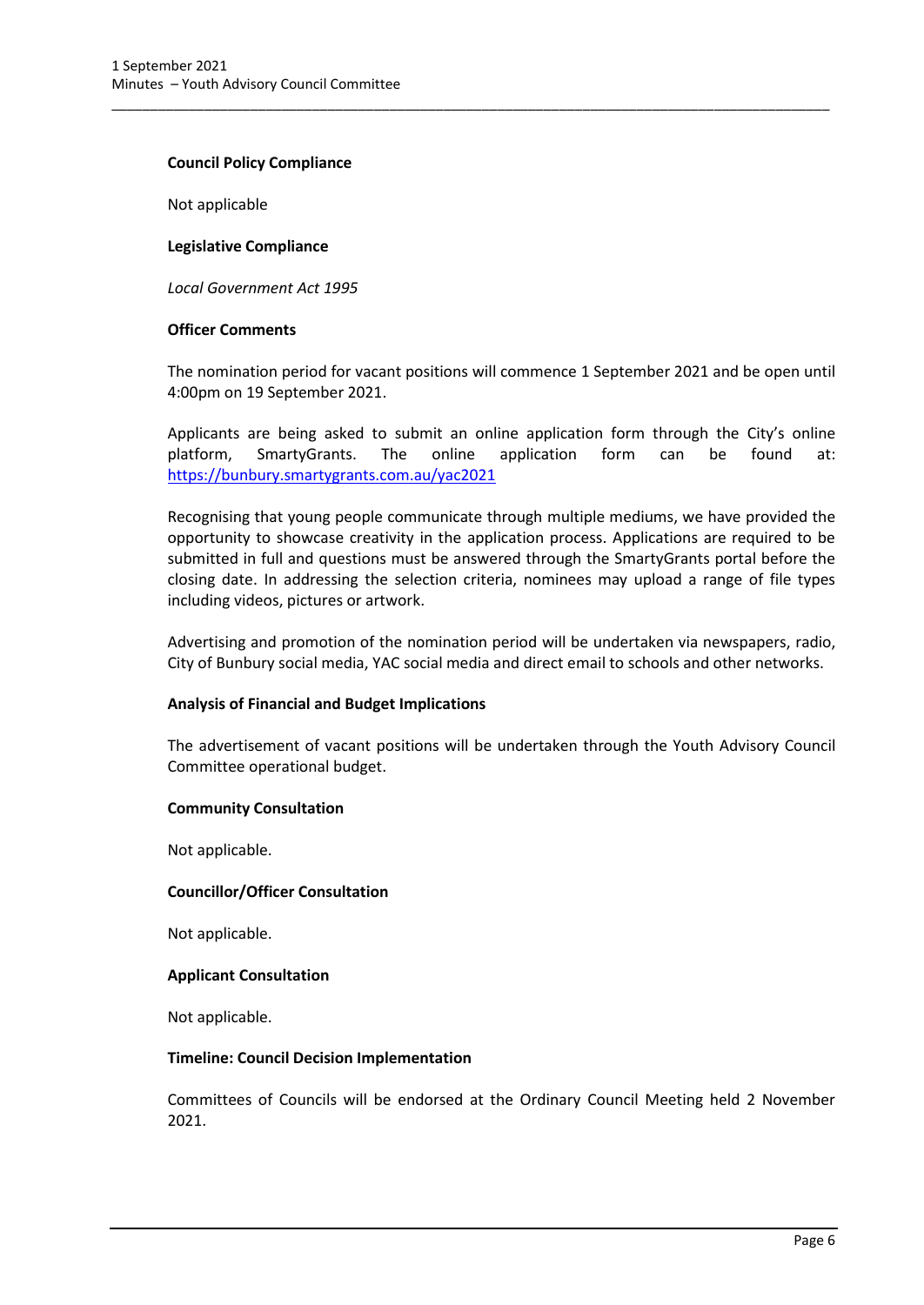**Council Policy Compliance**

Not applicable

**Legislative Compliance**

*Local Government Act 1995*

**Officer Comments**

The nomination period for vacant positions will commence 1 September 2021 and be open until 4:00pm on 19 September 2021.

Applicants are being asked to submit an online application form through the City's online platform, SmartyGrants. The online application form can be found at: https://bunbury.smartygrants.com.au/yac2021

Recognising that young people communicate through multiple mediums, we have provided the opportunity to showcase creativity in the application process. Applications are required to be submitted in full and questions must be answered through the SmartyGrants portal before the closing date. In addressing the selection criteria, nominees may upload a range of file types including videos, pictures or artwork.

Advertising and promotion of the nomination period will be undertaken via newspapers, radio, City of Bunbury social media, YAC social media and direct email to schools and other networks.

**Analysis of Financial and Budget Implications**

The advertisement of vacant positions will be undertaken through the Youth Advisory Council Committee operational budget.

**Community Consultation**

Not applicable.

**Councillor/Officer Consultation**

Not applicable.

**Applicant Consultation**

Not applicable.

**Timeline: Council Decision Implementation**

Committees of Councils will be endorsed at the Ordinary Council Meeting held 2 November 2021.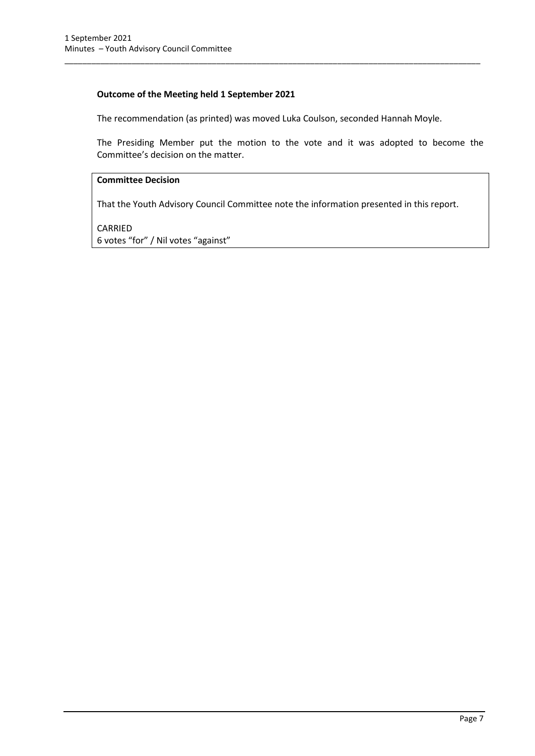**Outcome of the Meeting held 1 September 2021**

The recommendation (as printed) was moved Luka Coulson, seconded Hannah Moyle.

The Presiding Member put the motion to the vote and it was adopted to become the Committee's decision on the matter.

**Committee Decision**

That the Youth Advisory Council Committee note the information presented in this report.

CARRIED
6 votes "for" / Nil votes "against"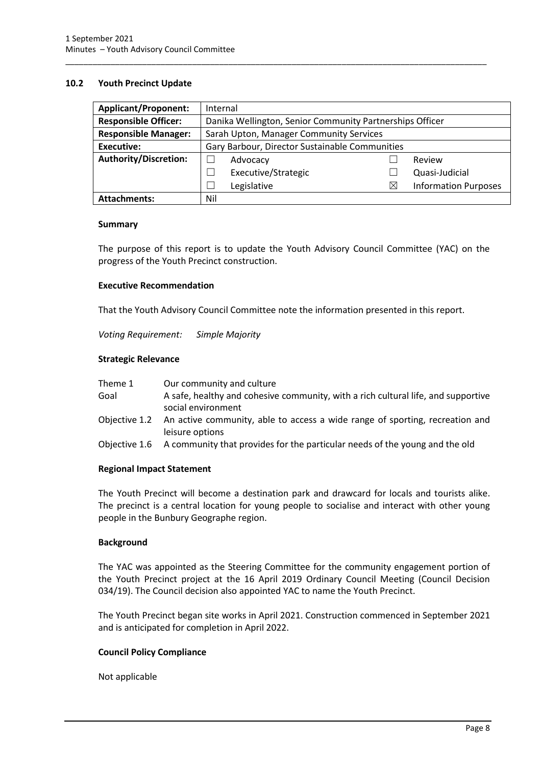## 10.2 Youth Precinct Update

| Applicant/Proponent: | Internal | | | |
|---|---|---|---|---|
| Responsible Officer: | Danika Wellington, Senior Community Partnerships Officer | | | |
| Responsible Manager: | Sarah Upton, Manager Community Services | | | |
| Executive: | Gary Barbour, Director Sustainable Communities | | | |
| Authority/Discretion: | ☐ | Advocacy | ☐ | Review |
| | ☐ | Executive/Strategic | ☐ | Quasi-Judicial |
| | ☐ | Legislative | ☒ | Information Purposes |
| Attachments: | Nil | | | |

### Summary

The purpose of this report is to update the Youth Advisory Council Committee (YAC) on the progress of the Youth Precinct construction.

### Executive Recommendation

That the Youth Advisory Council Committee note the information presented in this report.

*Voting Requirement: Simple Majority*

### Strategic Relevance

| | |
|---|---|
| Theme 1 | Our community and culture |
| Goal | A safe, healthy and cohesive community, with a rich cultural life, and supportive social environment |
| Objective 1.2 | An active community, able to access a wide range of sporting, recreation and leisure options |
| Objective 1.6 | A community that provides for the particular needs of the young and the old |

### Regional Impact Statement

The Youth Precinct will become a destination park and drawcard for locals and tourists alike. The precinct is a central location for young people to socialise and interact with other young people in the Bunbury Geographe region.

### Background

The YAC was appointed as the Steering Committee for the community engagement portion of the Youth Precinct project at the 16 April 2019 Ordinary Council Meeting (Council Decision 034/19). The Council decision also appointed YAC to name the Youth Precinct.

The Youth Precinct began site works in April 2021. Construction commenced in September 2021 and is anticipated for completion in April 2022.

### Council Policy Compliance

Not applicable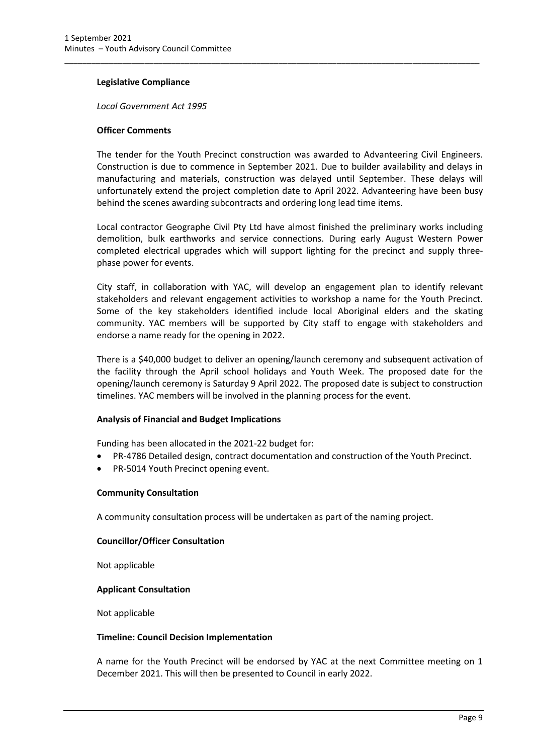**Legislative Compliance**

*Local Government Act 1995*

**Officer Comments**

The tender for the Youth Precinct construction was awarded to Advanteering Civil Engineers. Construction is due to commence in September 2021. Due to builder availability and delays in manufacturing and materials, construction was delayed until September. These delays will unfortunately extend the project completion date to April 2022. Advanteering have been busy behind the scenes awarding subcontracts and ordering long lead time items.

Local contractor Geographe Civil Pty Ltd have almost finished the preliminary works including demolition, bulk earthworks and service connections. During early August Western Power completed electrical upgrades which will support lighting for the precinct and supply three-phase power for events.

City staff, in collaboration with YAC, will develop an engagement plan to identify relevant stakeholders and relevant engagement activities to workshop a name for the Youth Precinct. Some of the key stakeholders identified include local Aboriginal elders and the skating community. YAC members will be supported by City staff to engage with stakeholders and endorse a name ready for the opening in 2022.

There is a $40,000 budget to deliver an opening/launch ceremony and subsequent activation of the facility through the April school holidays and Youth Week. The proposed date for the opening/launch ceremony is Saturday 9 April 2022. The proposed date is subject to construction timelines. YAC members will be involved in the planning process for the event.

**Analysis of Financial and Budget Implications**

Funding has been allocated in the 2021-22 budget for:

- PR-4786 Detailed design, contract documentation and construction of the Youth Precinct.
- PR-5014 Youth Precinct opening event.

**Community Consultation**

A community consultation process will be undertaken as part of the naming project.

**Councillor/Officer Consultation**

Not applicable

**Applicant Consultation**

Not applicable

**Timeline: Council Decision Implementation**

A name for the Youth Precinct will be endorsed by YAC at the next Committee meeting on 1 December 2021. This will then be presented to Council in early 2022.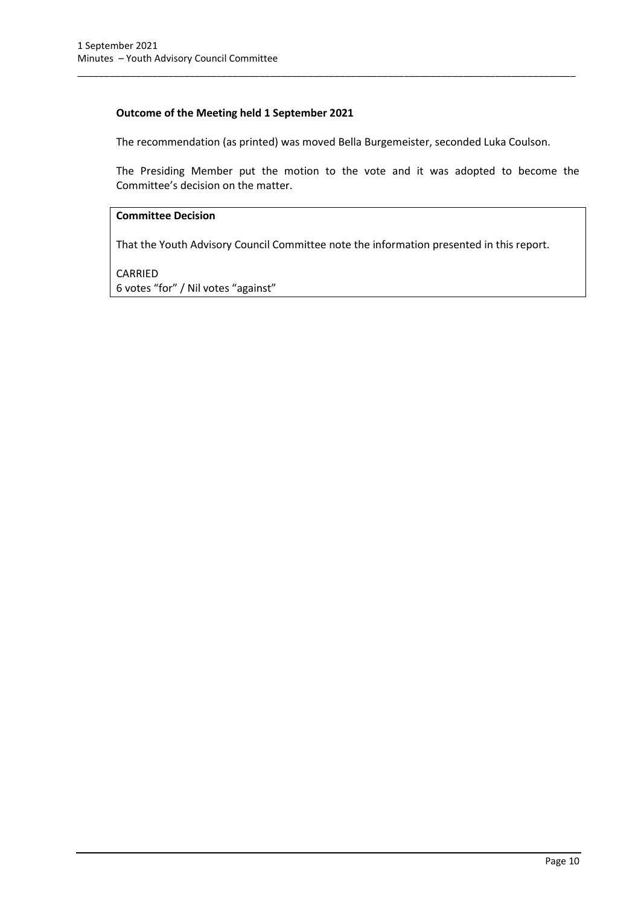**Outcome of the Meeting held 1 September 2021**

The recommendation (as printed) was moved Bella Burgemeister, seconded Luka Coulson.

The Presiding Member put the motion to the vote and it was adopted to become the Committee's decision on the matter.

**Committee Decision**

That the Youth Advisory Council Committee note the information presented in this report.

CARRIED
6 votes "for" / Nil votes "against"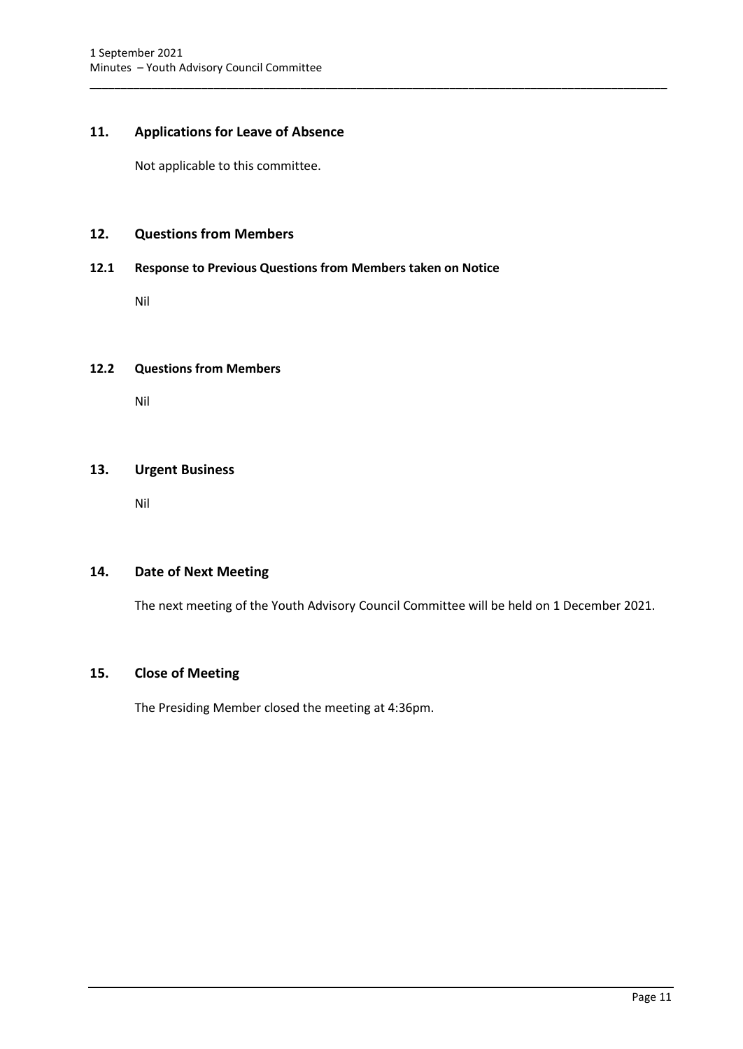## 11. Applications for Leave of Absence

Not applicable to this committee.

## 12. Questions from Members

### 12.1 Response to Previous Questions from Members taken on Notice

Nil

### 12.2 Questions from Members

Nil

## 13. Urgent Business

Nil

## 14. Date of Next Meeting

The next meeting of the Youth Advisory Council Committee will be held on 1 December 2021.

## 15. Close of Meeting

The Presiding Member closed the meeting at 4:36pm.